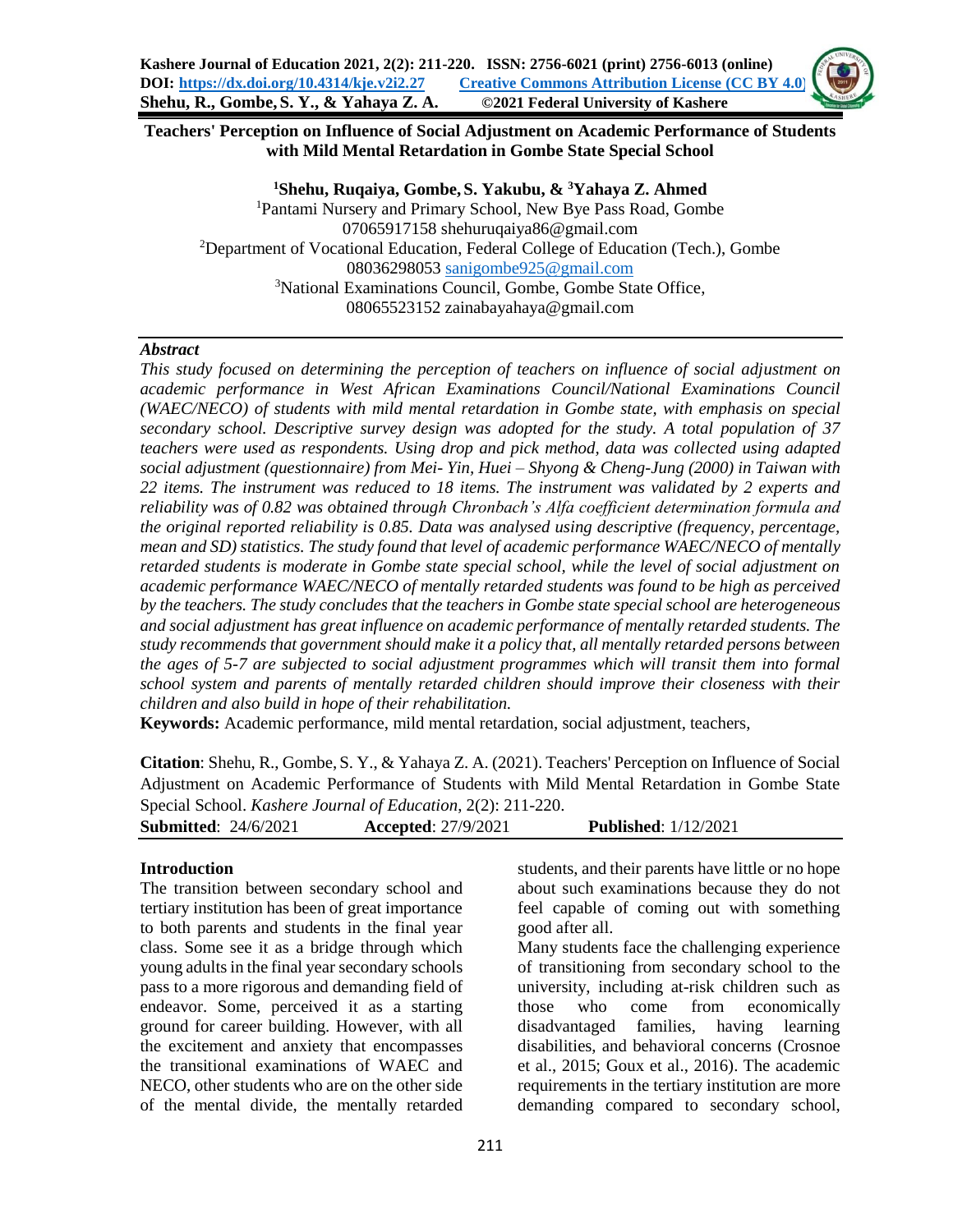Kashere Journal of Education 2021, 2(2): 211-220. ISSN: 2756-6021 (print) 2756-6013 (online)
DOI: https://dx.doi.org/10.4314/kje.v2i2.27 Creative Commons Attribution License (CC BY 4.0)
Shehu, R., Gombe, S. Y., & Yahaya Z. A. ©2021 Federal University of Kashere

# Teachers' Perception on Influence of Social Adjustment on Academic Performance of Students with Mild Mental Retardation in Gombe State Special School

**[1]Shehu, Ruqaiya, Gombe, S. Yakubu, & [3]Yahaya Z. Ahmed**

[1]Pantami Nursery and Primary School, New Bye Pass Road, Gombe
07065917158 shehuruqaiya86@gmail.com
[2]Department of Vocational Education, Federal College of Education (Tech.), Gombe
08036298053 sanigombe925@gmail.com
[3]National Examinations Council, Gombe, Gombe State Office,
08065523152 zainabayahaya@gmail.com

## *Abstract*

*This study focused on determining the perception of teachers on influence of social adjustment on academic performance in West African Examinations Council/National Examinations Council (WAEC/NECO) of students with mild mental retardation in Gombe state, with emphasis on special secondary school. Descriptive survey design was adopted for the study. A total population of 37 teachers were used as respondents. Using drop and pick method, data was collected using adapted social adjustment (questionnaire) from Mei- Yin, Huei – Shyong & Cheng-Jung (2000) in Taiwan with 22 items. The instrument was reduced to 18 items. The instrument was validated by 2 experts and reliability was of 0.82 was obtained through Chronbach's Alfa coefficient determination formula and the original reported reliability is 0.85. Data was analysed using descriptive (frequency, percentage, mean and SD) statistics. The study found that level of academic performance WAEC/NECO of mentally retarded students is moderate in Gombe state special school, while the level of social adjustment on academic performance WAEC/NECO of mentally retarded students was found to be high as perceived by the teachers. The study concludes that the teachers in Gombe state special school are heterogeneous and social adjustment has great influence on academic performance of mentally retarded students. The study recommends that government should make it a policy that, all mentally retarded persons between the ages of 5-7 are subjected to social adjustment programmes which will transit them into formal school system and parents of mentally retarded children should improve their closeness with their children and also build in hope of their rehabilitation.*

**Keywords:** Academic performance, mild mental retardation, social adjustment, teachers,

**Citation**: Shehu, R., Gombe, S. Y., & Yahaya Z. A. (2021). Teachers' Perception on Influence of Social Adjustment on Academic Performance of Students with Mild Mental Retardation in Gombe State Special School. *Kashere Journal of Education*, 2(2): 211-220.

**Submitted**: 24/6/2021 **Accepted**: 27/9/2021 **Published**: 1/12/2021

## Introduction

The transition between secondary school and tertiary institution has been of great importance to both parents and students in the final year class. Some see it as a bridge through which young adults in the final year secondary schools pass to a more rigorous and demanding field of endeavor. Some, perceived it as a starting ground for career building. However, with all the excitement and anxiety that encompasses the transitional examinations of WAEC and NECO, other students who are on the other side of the mental divide, the mentally retarded students, and their parents have little or no hope about such examinations because they do not feel capable of coming out with something good after all.

Many students face the challenging experience of transitioning from secondary school to the university, including at-risk children such as those who come from economically disadvantaged families, having learning disabilities, and behavioral concerns (Crosnoe et al., 2015; Goux et al., 2016). The academic requirements in the tertiary institution are more demanding compared to secondary school,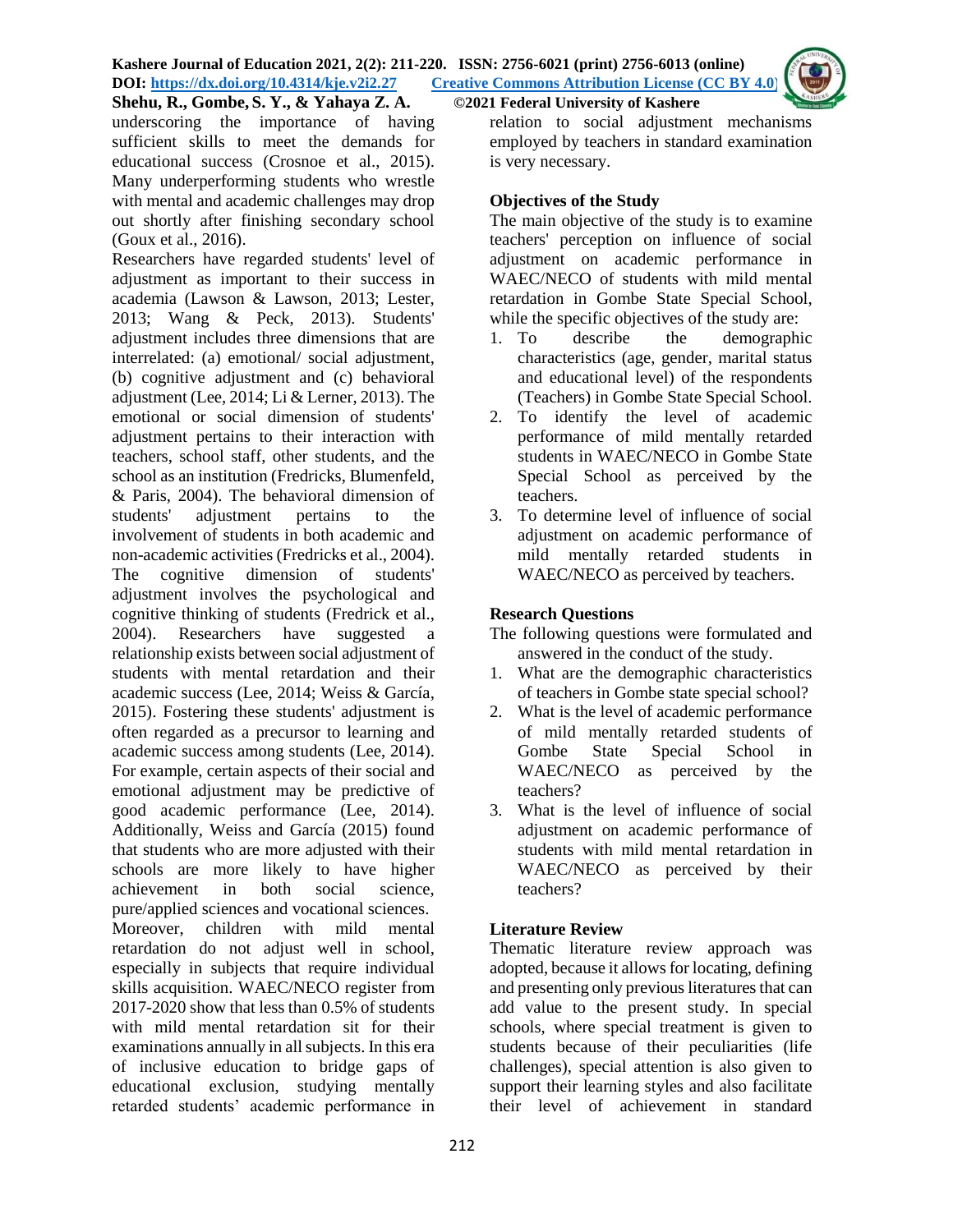underscoring the importance of having sufficient skills to meet the demands for educational success (Crosnoe et al., 2015). Many underperforming students who wrestle with mental and academic challenges may drop out shortly after finishing secondary school (Goux et al., 2016).

Researchers have regarded students' level of adjustment as important to their success in academia (Lawson & Lawson, 2013; Lester, 2013; Wang & Peck, 2013). Students' adjustment includes three dimensions that are interrelated: (a) emotional/ social adjustment, (b) cognitive adjustment and (c) behavioral adjustment (Lee, 2014; Li & Lerner, 2013). The emotional or social dimension of students' adjustment pertains to their interaction with teachers, school staff, other students, and the school as an institution (Fredricks, Blumenfeld, & Paris, 2004). The behavioral dimension of students' adjustment pertains to the involvement of students in both academic and non-academic activities (Fredricks et al., 2004). The cognitive dimension of students' adjustment involves the psychological and cognitive thinking of students (Fredrick et al., 2004). Researchers have suggested a relationship exists between social adjustment of students with mental retardation and their academic success (Lee, 2014; Weiss & García, 2015). Fostering these students' adjustment is often regarded as a precursor to learning and academic success among students (Lee, 2014). For example, certain aspects of their social and emotional adjustment may be predictive of good academic performance (Lee, 2014). Additionally, Weiss and García (2015) found that students who are more adjusted with their schools are more likely to have higher achievement in both social science, pure/applied sciences and vocational sciences.

Moreover, children with mild mental retardation do not adjust well in school, especially in subjects that require individual skills acquisition. WAEC/NECO register from 2017-2020 show that less than 0.5% of students with mild mental retardation sit for their examinations annually in all subjects. In this era of inclusive education to bridge gaps of educational exclusion, studying mentally retarded students' academic performance in relation to social adjustment mechanisms employed by teachers in standard examination is very necessary.

## Objectives of the Study

The main objective of the study is to examine teachers' perception on influence of social adjustment on academic performance in WAEC/NECO of students with mild mental retardation in Gombe State Special School, while the specific objectives of the study are:

1. To describe the demographic characteristics (age, gender, marital status and educational level) of the respondents (Teachers) in Gombe State Special School.
2. To identify the level of academic performance of mild mentally retarded students in WAEC/NECO in Gombe State Special School as perceived by the teachers.
3. To determine level of influence of social adjustment on academic performance of mild mentally retarded students in WAEC/NECO as perceived by teachers.

## Research Questions

The following questions were formulated and answered in the conduct of the study.

1. What are the demographic characteristics of teachers in Gombe state special school?
2. What is the level of academic performance of mild mentally retarded students of Gombe State Special School in WAEC/NECO as perceived by the teachers?
3. What is the level of influence of social adjustment on academic performance of students with mild mental retardation in WAEC/NECO as perceived by their teachers?

## Literature Review

Thematic literature review approach was adopted, because it allows for locating, defining and presenting only previous literatures that can add value to the present study. In special schools, where special treatment is given to students because of their peculiarities (life challenges), special attention is also given to support their learning styles and also facilitate their level of achievement in standard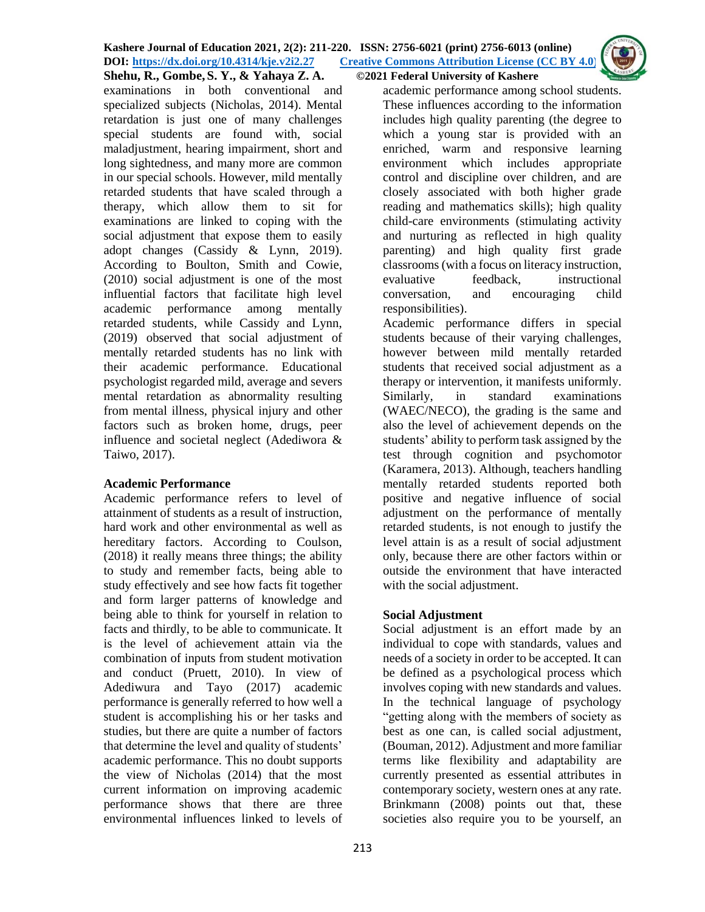examinations in both conventional and specialized subjects (Nicholas, 2014). Mental retardation is just one of many challenges special students are found with, social maladjustment, hearing impairment, short and long sightedness, and many more are common in our special schools. However, mild mentally retarded students that have scaled through a therapy, which allow them to sit for examinations are linked to coping with the social adjustment that expose them to easily adopt changes (Cassidy & Lynn, 2019). According to Boulton, Smith and Cowie, (2010) social adjustment is one of the most influential factors that facilitate high level academic performance among mentally retarded students, while Cassidy and Lynn, (2019) observed that social adjustment of mentally retarded students has no link with their academic performance. Educational psychologist regarded mild, average and severs mental retardation as abnormality resulting from mental illness, physical injury and other factors such as broken home, drugs, peer influence and societal neglect (Adediwora & Taiwo, 2017).

## Academic Performance

Academic performance refers to level of attainment of students as a result of instruction, hard work and other environmental as well as hereditary factors. According to Coulson, (2018) it really means three things; the ability to study and remember facts, being able to study effectively and see how facts fit together and form larger patterns of knowledge and being able to think for yourself in relation to facts and thirdly, to be able to communicate. It is the level of achievement attain via the combination of inputs from student motivation and conduct (Pruett, 2010). In view of Adediwura and Tayo (2017) academic performance is generally referred to how well a student is accomplishing his or her tasks and studies, but there are quite a number of factors that determine the level and quality of students' academic performance. This no doubt supports the view of Nicholas (2014) that the most current information on improving academic performance shows that there are three environmental influences linked to levels of academic performance among school students. These influences according to the information includes high quality parenting (the degree to which a young star is provided with an enriched, warm and responsive learning environment which includes appropriate control and discipline over children, and are closely associated with both higher grade reading and mathematics skills); high quality child-care environments (stimulating activity and nurturing as reflected in high quality parenting) and high quality first grade classrooms (with a focus on literacy instruction, evaluative feedback, instructional conversation, and encouraging child responsibilities).

Academic performance differs in special students because of their varying challenges, however between mild mentally retarded students that received social adjustment as a therapy or intervention, it manifests uniformly. Similarly, in standard examinations (WAEC/NECO), the grading is the same and also the level of achievement depends on the students' ability to perform task assigned by the test through cognition and psychomotor (Karamera, 2013). Although, teachers handling mentally retarded students reported both positive and negative influence of social adjustment on the performance of mentally retarded students, is not enough to justify the level attain is as a result of social adjustment only, because there are other factors within or outside the environment that have interacted with the social adjustment.

## Social Adjustment

Social adjustment is an effort made by an individual to cope with standards, values and needs of a society in order to be accepted. It can be defined as a psychological process which involves coping with new standards and values. In the technical language of psychology "getting along with the members of society as best as one can, is called social adjustment, (Bouman, 2012). Adjustment and more familiar terms like flexibility and adaptability are currently presented as essential attributes in contemporary society, western ones at any rate. Brinkmann (2008) points out that, these societies also require you to be yourself, an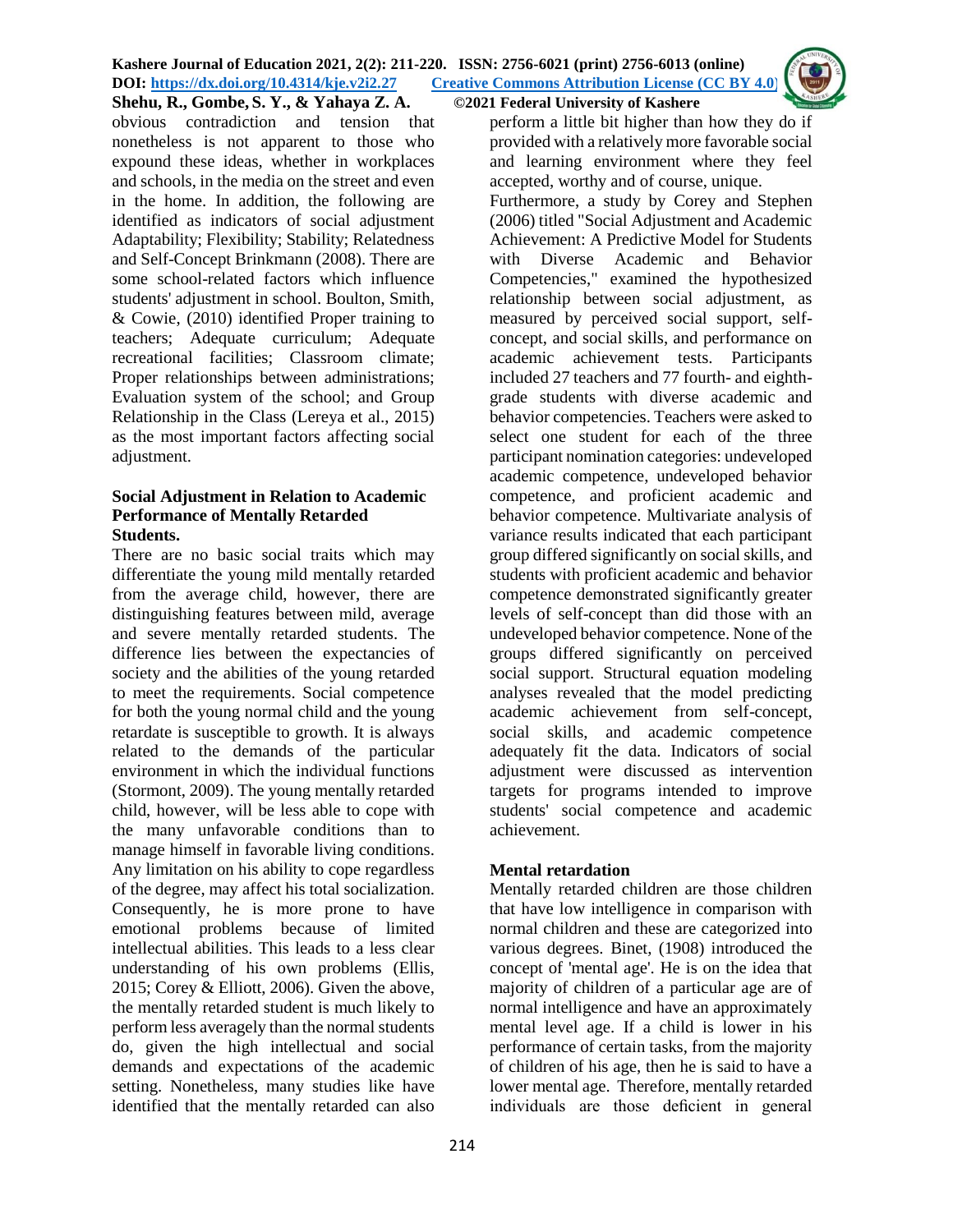obvious contradiction and tension that nonetheless is not apparent to those who expound these ideas, whether in workplaces and schools, in the media on the street and even in the home. In addition, the following are identified as indicators of social adjustment Adaptability; Flexibility; Stability; Relatedness and Self-Concept Brinkmann (2008). There are some school-related factors which influence students' adjustment in school. Boulton, Smith, & Cowie, (2010) identified Proper training to teachers; Adequate curriculum; Adequate recreational facilities; Classroom climate; Proper relationships between administrations; Evaluation system of the school; and Group Relationship in the Class (Lereya et al., 2015) as the most important factors affecting social adjustment.

### Social Adjustment in Relation to Academic Performance of Mentally Retarded Students.

There are no basic social traits which may differentiate the young mild mentally retarded from the average child, however, there are distinguishing features between mild, average and severe mentally retarded students. The difference lies between the expectancies of society and the abilities of the young retarded to meet the requirements. Social competence for both the young normal child and the young retardate is susceptible to growth. It is always related to the demands of the particular environment in which the individual functions (Stormont, 2009). The young mentally retarded child, however, will be less able to cope with the many unfavorable conditions than to manage himself in favorable living conditions. Any limitation on his ability to cope regardless of the degree, may affect his total socialization. Consequently, he is more prone to have emotional problems because of limited intellectual abilities. This leads to a less clear understanding of his own problems (Ellis, 2015; Corey & Elliott, 2006). Given the above, the mentally retarded student is much likely to perform less averagely than the normal students do, given the high intellectual and social demands and expectations of the academic setting. Nonetheless, many studies like have identified that the mentally retarded can also perform a little bit higher than how they do if provided with a relatively more favorable social and learning environment where they feel accepted, worthy and of course, unique.

Furthermore, a study by Corey and Stephen (2006) titled "Social Adjustment and Academic Achievement: A Predictive Model for Students with Diverse Academic and Behavior Competencies," examined the hypothesized relationship between social adjustment, as measured by perceived social support, self-concept, and social skills, and performance on academic achievement tests. Participants included 27 teachers and 77 fourth- and eighth-grade students with diverse academic and behavior competencies. Teachers were asked to select one student for each of the three participant nomination categories: undeveloped academic competence, undeveloped behavior competence, and proficient academic and behavior competence. Multivariate analysis of variance results indicated that each participant group differed significantly on social skills, and students with proficient academic and behavior competence demonstrated significantly greater levels of self-concept than did those with an undeveloped behavior competence. None of the groups differed significantly on perceived social support. Structural equation modeling analyses revealed that the model predicting academic achievement from self-concept, social skills, and academic competence adequately fit the data. Indicators of social adjustment were discussed as intervention targets for programs intended to improve students' social competence and academic achievement.

### Mental retardation

Mentally retarded children are those children that have low intelligence in comparison with normal children and these are categorized into various degrees. Binet, (1908) introduced the concept of 'mental age'. He is on the idea that majority of children of a particular age are of normal intelligence and have an approximately mental level age. If a child is lower in his performance of certain tasks, from the majority of children of his age, then he is said to have a lower mental age. Therefore, mentally retarded individuals are those deficient in general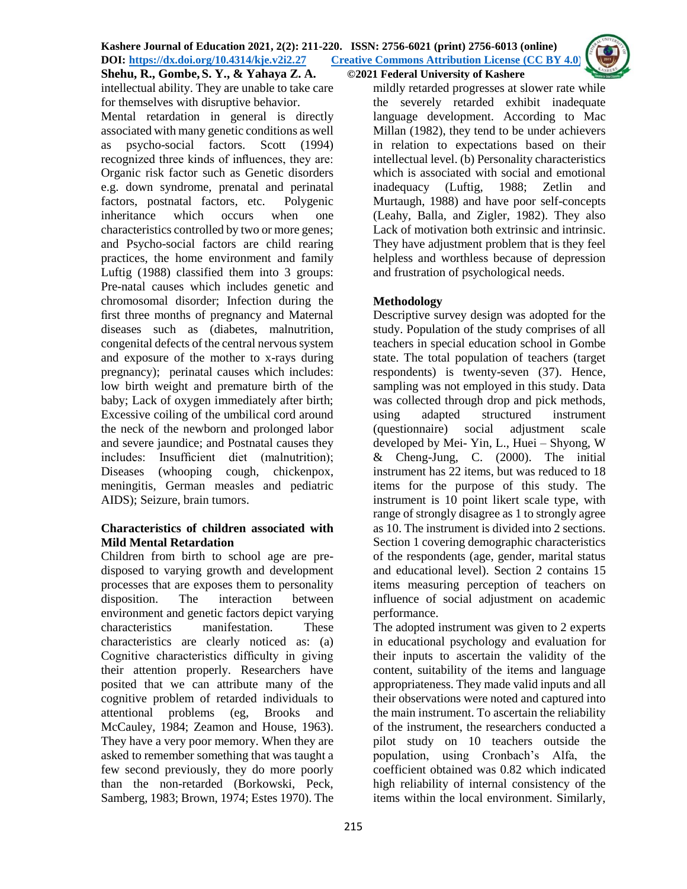intellectual ability. They are unable to take care for themselves with disruptive behavior.

Mental retardation in general is directly associated with many genetic conditions as well as psycho-social factors. Scott (1994) recognized three kinds of influences, they are: Organic risk factor such as Genetic disorders e.g. down syndrome, prenatal and perinatal factors, postnatal factors, etc. Polygenic inheritance which occurs when one characteristics controlled by two or more genes; and Psycho-social factors are child rearing practices, the home environment and family Luftig (1988) classified them into 3 groups: Pre-natal causes which includes genetic and chromosomal disorder; Infection during the first three months of pregnancy and Maternal diseases such as (diabetes, malnutrition, congenital defects of the central nervous system and exposure of the mother to x-rays during pregnancy); perinatal causes which includes: low birth weight and premature birth of the baby; Lack of oxygen immediately after birth; Excessive coiling of the umbilical cord around the neck of the newborn and prolonged labor and severe jaundice; and Postnatal causes they includes: Insufficient diet (malnutrition); Diseases (whooping cough, chickenpox, meningitis, German measles and pediatric AIDS); Seizure, brain tumors.

## Characteristics of children associated with Mild Mental Retardation

Children from birth to school age are pre-disposed to varying growth and development processes that are exposes them to personality disposition. The interaction between environment and genetic factors depict varying characteristics manifestation. These characteristics are clearly noticed as: (a) Cognitive characteristics difficulty in giving their attention properly. Researchers have posited that we can attribute many of the cognitive problem of retarded individuals to attentional problems (eg, Brooks and McCauley, 1984; Zeamon and House, 1963). They have a very poor memory. When they are asked to remember something that was taught a few second previously, they do more poorly than the non-retarded (Borkowski, Peck, Samberg, 1983; Brown, 1974; Estes 1970). The mildly retarded progresses at slower rate while the severely retarded exhibit inadequate language development. According to Mac Millan (1982), they tend to be under achievers in relation to expectations based on their intellectual level. (b) Personality characteristics which is associated with social and emotional inadequacy (Luftig, 1988; Zetlin and Murtaugh, 1988) and have poor self-concepts (Leahy, Balla, and Zigler, 1982). They also Lack of motivation both extrinsic and intrinsic. They have adjustment problem that is they feel helpless and worthless because of depression and frustration of psychological needs.

## Methodology

Descriptive survey design was adopted for the study. Population of the study comprises of all teachers in special education school in Gombe state. The total population of teachers (target respondents) is twenty-seven (37). Hence, sampling was not employed in this study. Data was collected through drop and pick methods, using adapted structured instrument (questionnaire) social adjustment scale developed by Mei- Yin, L., Huei – Shyong, W & Cheng-Jung, C. (2000). The initial instrument has 22 items, but was reduced to 18 items for the purpose of this study. The instrument is 10 point likert scale type, with range of strongly disagree as 1 to strongly agree as 10. The instrument is divided into 2 sections. Section 1 covering demographic characteristics of the respondents (age, gender, marital status and educational level). Section 2 contains 15 items measuring perception of teachers on influence of social adjustment on academic performance.

The adopted instrument was given to 2 experts in educational psychology and evaluation for their inputs to ascertain the validity of the content, suitability of the items and language appropriateness. They made valid inputs and all their observations were noted and captured into the main instrument. To ascertain the reliability of the instrument, the researchers conducted a pilot study on 10 teachers outside the population, using Cronbach's Alfa, the coefficient obtained was 0.82 which indicated high reliability of internal consistency of the items within the local environment. Similarly,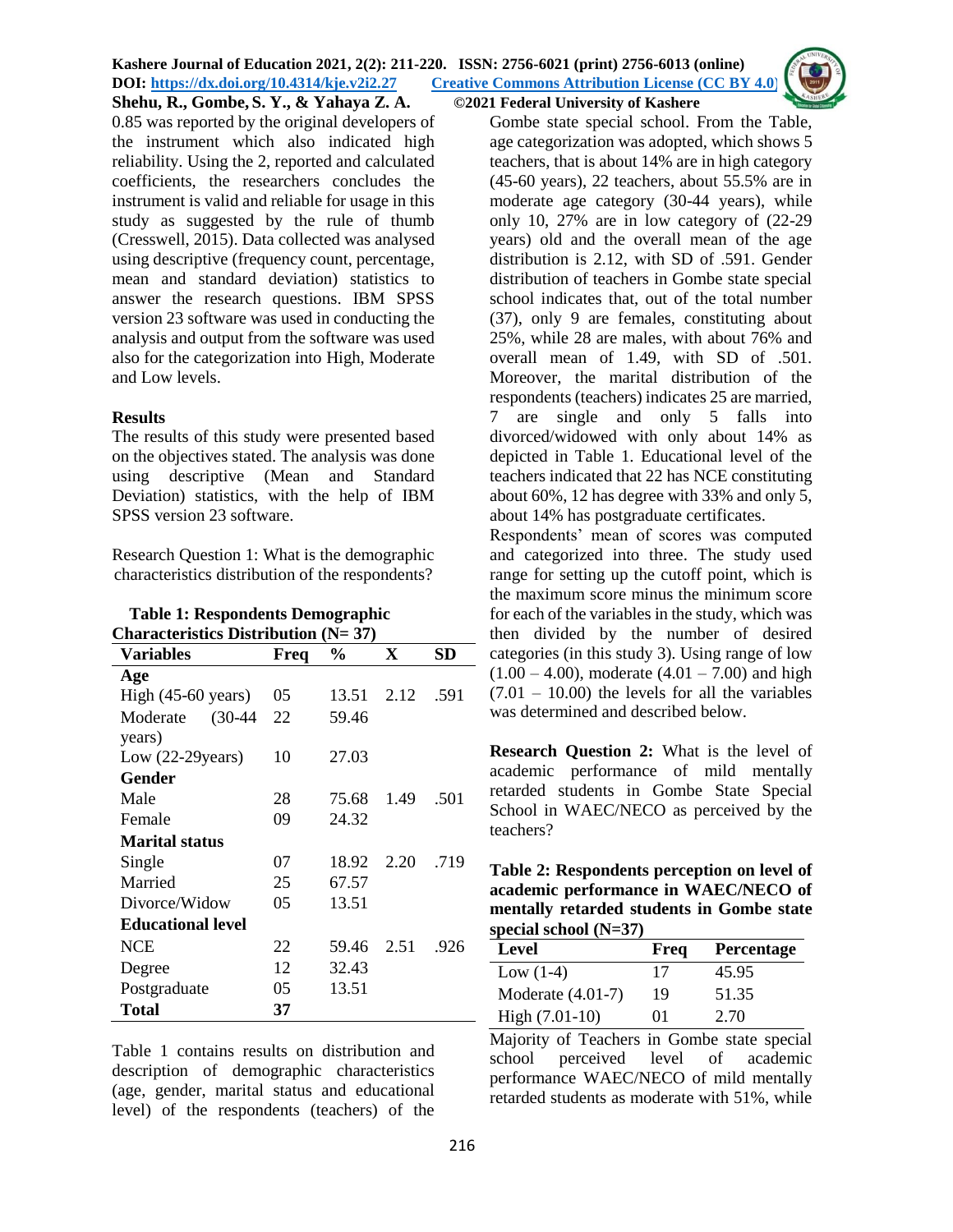0.85 was reported by the original developers of the instrument which also indicated high reliability. Using the 2, reported and calculated coefficients, the researchers concludes the instrument is valid and reliable for usage in this study as suggested by the rule of thumb (Cresswell, 2015). Data collected was analysed using descriptive (frequency count, percentage, mean and standard deviation) statistics to answer the research questions. IBM SPSS version 23 software was used in conducting the analysis and output from the software was used also for the categorization into High, Moderate and Low levels.

## Results

The results of this study were presented based on the objectives stated. The analysis was done using descriptive (Mean and Standard Deviation) statistics, with the help of IBM SPSS version 23 software.

Research Question 1: What is the demographic characteristics distribution of the respondents?

**Table 1: Respondents Demographic Characteristics Distribution (N= 37)**

| Variables | Freq | % | X | SD |
|---|---|---|---|---|
| **Age** | | | | |
| High (45-60 years) | 05 | 13.51 | 2.12 | .591 |
| Moderate (30-44 years) | 22 | 59.46 | | |
| Low (22-29years) | 10 | 27.03 | | |
| **Gender** | | | | |
| Male | 28 | 75.68 | 1.49 | .501 |
| Female | 09 | 24.32 | | |
| **Marital status** | | | | |
| Single | 07 | 18.92 | 2.20 | .719 |
| Married | 25 | 67.57 | | |
| Divorce/Widow | 05 | 13.51 | | |
| **Educational level** | | | | |
| NCE | 22 | 59.46 | 2.51 | .926 |
| Degree | 12 | 32.43 | | |
| Postgraduate | 05 | 13.51 | | |
| **Total** | **37** | | | |

Table 1 contains results on distribution and description of demographic characteristics (age, gender, marital status and educational level) of the respondents (teachers) of the Gombe state special school. From the Table, age categorization was adopted, which shows 5 teachers, that is about 14% are in high category (45-60 years), 22 teachers, about 55.5% are in moderate age category (30-44 years), while only 10, 27% are in low category of (22-29 years) old and the overall mean of the age distribution is 2.12, with SD of .591. Gender distribution of teachers in Gombe state special school indicates that, out of the total number (37), only 9 are females, constituting about 25%, while 28 are males, with about 76% and overall mean of 1.49, with SD of .501. Moreover, the marital distribution of the respondents (teachers) indicates 25 are married, 7 are single and only 5 falls into divorced/widowed with only about 14% as depicted in Table 1. Educational level of the teachers indicated that 22 has NCE constituting about 60%, 12 has degree with 33% and only 5, about 14% has postgraduate certificates.

Respondents' mean of scores was computed and categorized into three. The study used range for setting up the cutoff point, which is the maximum score minus the minimum score for each of the variables in the study, which was then divided by the number of desired categories (in this study 3). Using range of low (1.00 – 4.00), moderate (4.01 – 7.00) and high (7.01 – 10.00) the levels for all the variables was determined and described below.

**Research Question 2:** What is the level of academic performance of mild mentally retarded students in Gombe State Special School in WAEC/NECO as perceived by the teachers?

**Table 2: Respondents perception on level of academic performance in WAEC/NECO of mentally retarded students in Gombe state special school (N=37)**

| Level | Freq | Percentage |
|---|---|---|
| Low (1-4) | 17 | 45.95 |
| Moderate (4.01-7) | 19 | 51.35 |
| High (7.01-10) | 01 | 2.70 |

Majority of Teachers in Gombe state special school perceived level of academic performance WAEC/NECO of mild mentally retarded students as moderate with 51%, while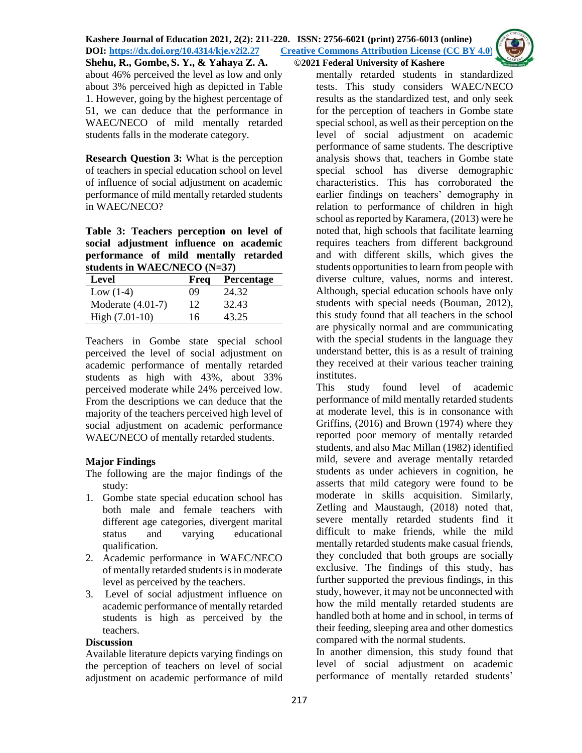about 46% perceived the level as low and only about 3% perceived high as depicted in Table 1. However, going by the highest percentage of 51, we can deduce that the performance in WAEC/NECO of mild mentally retarded students falls in the moderate category.

**Research Question 3:** What is the perception of teachers in special education school on level of influence of social adjustment on academic performance of mild mentally retarded students in WAEC/NECO?

**Table 3: Teachers perception on level of social adjustment influence on academic performance of mild mentally retarded students in WAEC/NECO (N=37)**

| Level | Freq | Percentage |
|---|---|---|
| Low (1-4) | 09 | 24.32 |
| Moderate (4.01-7) | 12 | 32.43 |
| High (7.01-10) | 16 | 43.25 |

Teachers in Gombe state special school perceived the level of social adjustment on academic performance of mentally retarded students as high with 43%, about 33% perceived moderate while 24% perceived low. From the descriptions we can deduce that the majority of the teachers perceived high level of social adjustment on academic performance WAEC/NECO of mentally retarded students.

## Major Findings

The following are the major findings of the study:

1. Gombe state special education school has both male and female teachers with different age categories, divergent marital status and varying educational qualification.
2. Academic performance in WAEC/NECO of mentally retarded students is in moderate level as perceived by the teachers.
3. Level of social adjustment influence on academic performance of mentally retarded students is high as perceived by the teachers.

## Discussion

Available literature depicts varying findings on the perception of teachers on level of social adjustment on academic performance of mild mentally retarded students in standardized tests. This study considers WAEC/NECO results as the standardized test, and only seek for the perception of teachers in Gombe state special school, as well as their perception on the level of social adjustment on academic performance of same students. The descriptive analysis shows that, teachers in Gombe state special school has diverse demographic characteristics. This has corroborated the earlier findings on teachers' demography in relation to performance of children in high school as reported by Karamera, (2013) were he noted that, high schools that facilitate learning requires teachers from different background and with different skills, which gives the students opportunities to learn from people with diverse culture, values, norms and interest. Although, special education schools have only students with special needs (Bouman, 2012), this study found that all teachers in the school are physically normal and are communicating with the special students in the language they understand better, this is as a result of training they received at their various teacher training institutes.

This study found level of academic performance of mild mentally retarded students at moderate level, this is in consonance with Griffins, (2016) and Brown (1974) where they reported poor memory of mentally retarded students, and also Mac Millan (1982) identified mild, severe and average mentally retarded students as under achievers in cognition, he asserts that mild category were found to be moderate in skills acquisition. Similarly, Zetling and Maustaugh, (2018) noted that, severe mentally retarded students find it difficult to make friends, while the mild mentally retarded students make casual friends, they concluded that both groups are socially exclusive. The findings of this study, has further supported the previous findings, in this study, however, it may not be unconnected with how the mild mentally retarded students are handled both at home and in school, in terms of their feeding, sleeping area and other domestics compared with the normal students.

In another dimension, this study found that level of social adjustment on academic performance of mentally retarded students'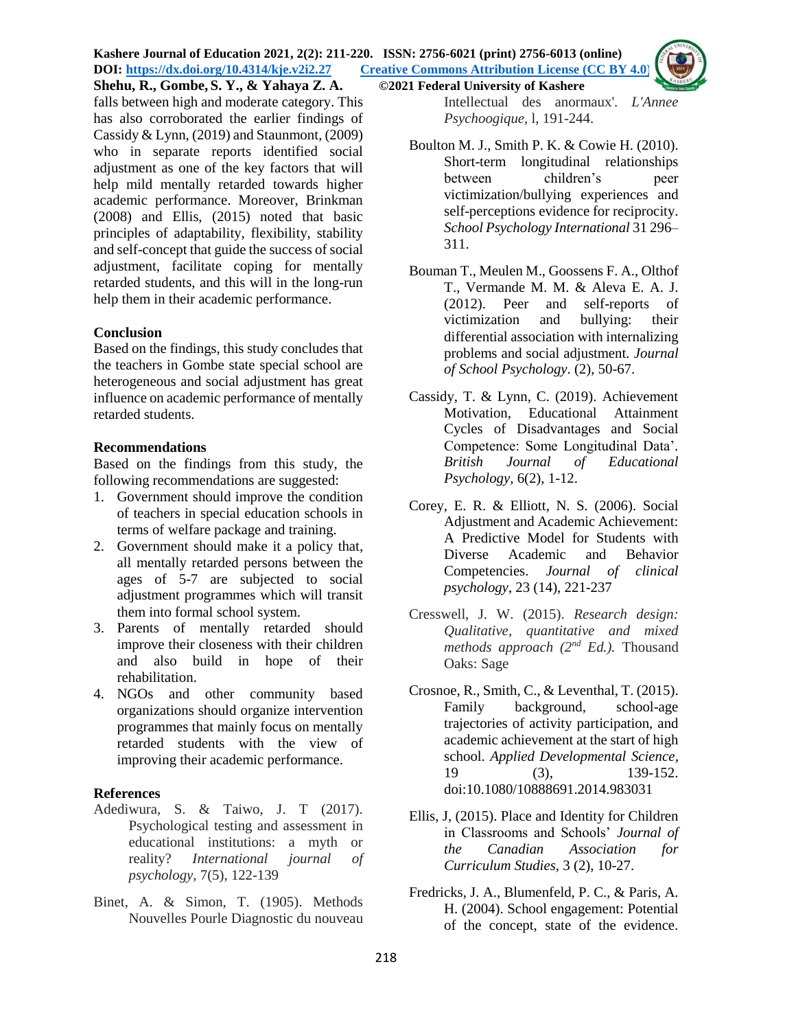falls between high and moderate category. This has also corroborated the earlier findings of Cassidy & Lynn, (2019) and Staunmont, (2009) who in separate reports identified social adjustment as one of the key factors that will help mild mentally retarded towards higher academic performance. Moreover, Brinkman (2008) and Ellis, (2015) noted that basic principles of adaptability, flexibility, stability and self-concept that guide the success of social adjustment, facilitate coping for mentally retarded students, and this will in the long-run help them in their academic performance.

## Conclusion

Based on the findings, this study concludes that the teachers in Gombe state special school are heterogeneous and social adjustment has great influence on academic performance of mentally retarded students.

## Recommendations

Based on the findings from this study, the following recommendations are suggested:

1. Government should improve the condition of teachers in special education schools in terms of welfare package and training.
2. Government should make it a policy that, all mentally retarded persons between the ages of 5-7 are subjected to social adjustment programmes which will transit them into formal school system.
3. Parents of mentally retarded should improve their closeness with their children and also build in hope of their rehabilitation.
4. NGOs and other community based organizations should organize intervention programmes that mainly focus on mentally retarded students with the view of improving their academic performance.

## References

Adediwura, S. & Taiwo, J. T (2017). Psychological testing and assessment in educational institutions: a myth or reality? *International journal of psychology,* 7(5), 122-139

Binet, A. & Simon, T. (1905). Methods Nouvelles Pourle Diagnostic du nouveau Intellectual des anormaux'. *L'Annee Psychoogique,* l, 191-244.

Boulton M. J., Smith P. K. & Cowie H. (2010). Short-term longitudinal relationships between children's peer victimization/bullying experiences and self-perceptions evidence for reciprocity. *School Psychology International* 31 296–311.

Bouman T., Meulen M., Goossens F. A., Olthof T., Vermande M. M. & Aleva E. A. J. (2012). Peer and self-reports of victimization and bullying: their differential association with internalizing problems and social adjustment. *Journal of School Psychology*. (2), 50-67.

Cassidy, T. & Lynn, C. (2019). Achievement Motivation, Educational Attainment Cycles of Disadvantages and Social Competence: Some Longitudinal Data'. *British Journal of Educational Psychology,* 6(2), 1-12.

Corey, E. R. & Elliott, N. S. (2006). Social Adjustment and Academic Achievement: A Predictive Model for Students with Diverse Academic and Behavior Competencies. *Journal of clinical psychology*, 23 (14), 221-237

Cresswell, J. W. (2015). *Research design: Qualitative, quantitative and mixed methods approach (2nd Ed.).* Thousand Oaks: Sage

Crosnoe, R., Smith, C., & Leventhal, T. (2015). Family background, school-age trajectories of activity participation, and academic achievement at the start of high school. *Applied Developmental Science*, 19 (3), 139-152. doi:10.1080/10888691.2014.983031

Ellis, J, (2015). Place and Identity for Children in Classrooms and Schools' *Journal of the Canadian Association for Curriculum Studies,* 3 (2), 10-27.

Fredricks, J. A., Blumenfeld, P. C., & Paris, A. H. (2004). School engagement: Potential of the concept, state of the evidence.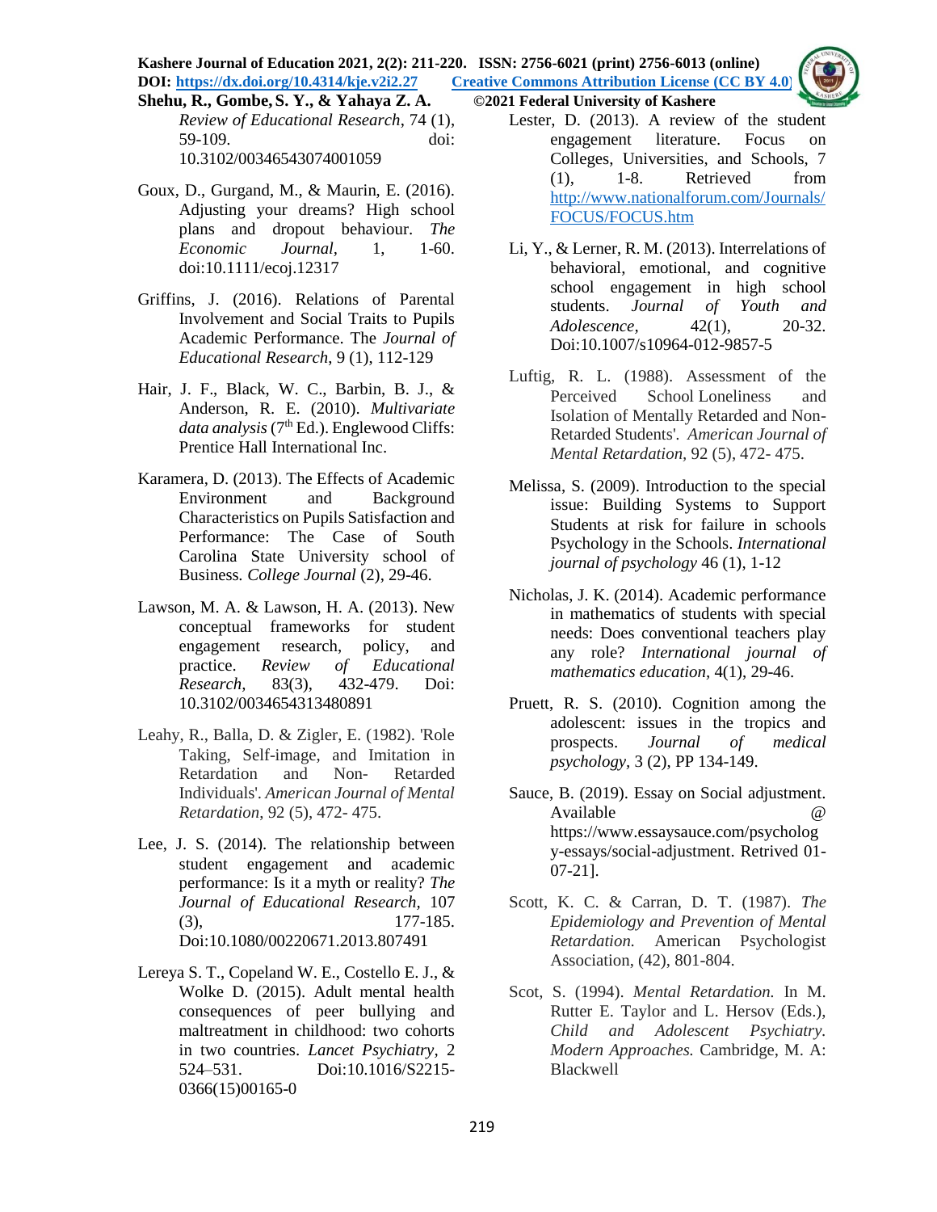*Review of Educational Research*, 74 (1), 59-109. doi: 10.3102/00346543074001059

Goux, D., Gurgand, M., & Maurin, E. (2016). Adjusting your dreams? High school plans and dropout behaviour. *The Economic Journal,* 1, 1-60. doi:10.1111/ecoj.12317

Griffins, J. (2016). Relations of Parental Involvement and Social Traits to Pupils Academic Performance. The *Journal of Educational Research*, 9 (1), 112-129

Hair, J. F., Black, W. C., Barbin, B. J., & Anderson, R. E. (2010). *Multivariate data analysis* (7th Ed.). Englewood Cliffs: Prentice Hall International Inc.

Karamera, D. (2013). The Effects of Academic Environment and Background Characteristics on Pupils Satisfaction and Performance: The Case of South Carolina State University school of Business. *College Journal* (2), 29-46.

Lawson, M. A. & Lawson, H. A. (2013). New conceptual frameworks for student engagement research, policy, and practice. *Review of Educational Research,* 83(3), 432-479. Doi: 10.3102/0034654313480891

Leahy, R., Balla, D. & Zigler, E. (1982). 'Role Taking, Self-image, and Imitation in Retardation and Non- Retarded Individuals'. *American Journal of Mental Retardation*, 92 (5), 472- 475.

Lee, J. S. (2014). The relationship between student engagement and academic performance: Is it a myth or reality? *The Journal of Educational Research*, 107 (3), 177-185. Doi:10.1080/00220671.2013.807491

Lereya S. T., Copeland W. E., Costello E. J., & Wolke D. (2015). Adult mental health consequences of peer bullying and maltreatment in childhood: two cohorts in two countries. *Lancet Psychiatry,* 2 524–531. Doi:10.1016/S2215-0366(15)00165-0

Lester, D. (2013). A review of the student engagement literature. Focus on Colleges, Universities, and Schools, 7 (1), 1-8. Retrieved from http://www.nationalforum.com/Journals/FOCUS/FOCUS.htm

Li, Y., & Lerner, R. M. (2013). Interrelations of behavioral, emotional, and cognitive school engagement in high school students. *Journal of Youth and Adolescence,* 42(1), 20-32. Doi:10.1007/s10964-012-9857-5

Luftig, R. L. (1988). Assessment of the Perceived School Loneliness and Isolation of Mentally Retarded and Non-Retarded Students'. *American Journal of Mental Retardation,* 92 (5), 472- 475.

Melissa, S. (2009). Introduction to the special issue: Building Systems to Support Students at risk for failure in schools Psychology in the Schools. *International journal of psychology* 46 (1), 1-12

Nicholas, J. K. (2014). Academic performance in mathematics of students with special needs: Does conventional teachers play any role? *International journal of mathematics education,* 4(1), 29-46.

Pruett, R. S. (2010). Cognition among the adolescent: issues in the tropics and prospects. *Journal of medical psychology,* 3 (2), PP 134-149.

Sauce, B. (2019). Essay on Social adjustment. Available @ https://www.essaysauce.com/psychology-essays/social-adjustment. Retrived 01-07-21].

Scott, K. C. & Carran, D. T. (1987). *The Epidemiology and Prevention of Mental Retardation.* American Psychologist Association, (42), 801-804.

Scot, S. (1994). *Mental Retardation.* In M. Rutter E. Taylor and L. Hersov (Eds.), *Child and Adolescent Psychiatry. Modern Approaches.* Cambridge, M. A: Blackwell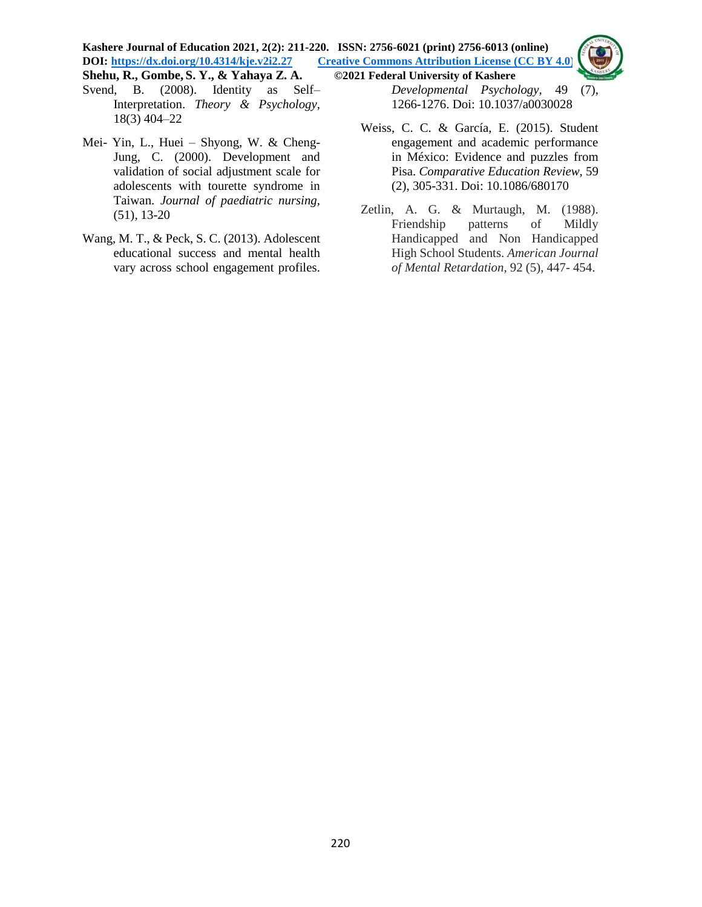Svend, B. (2008). Identity as Self–Interpretation. *Theory & Psychology*, 18(3) 404–22

Mei- Yin, L., Huei – Shyong, W. & Cheng-Jung, C. (2000). Development and validation of social adjustment scale for adolescents with tourette syndrome in Taiwan. *Journal of paediatric nursing*, (51), 13-20

Wang, M. T., & Peck, S. C. (2013). Adolescent educational success and mental health vary across school engagement profiles. *Developmental Psychology*, 49 (7), 1266-1276. Doi: 10.1037/a0030028

Weiss, C. C. & García, E. (2015). Student engagement and academic performance in México: Evidence and puzzles from Pisa. *Comparative Education Review*, 59 (2), 305-331. Doi: 10.1086/680170

Zetlin, A. G. & Murtaugh, M. (1988). Friendship patterns of Mildly Handicapped and Non Handicapped High School Students. *American Journal of Mental Retardation*, 92 (5), 447- 454.